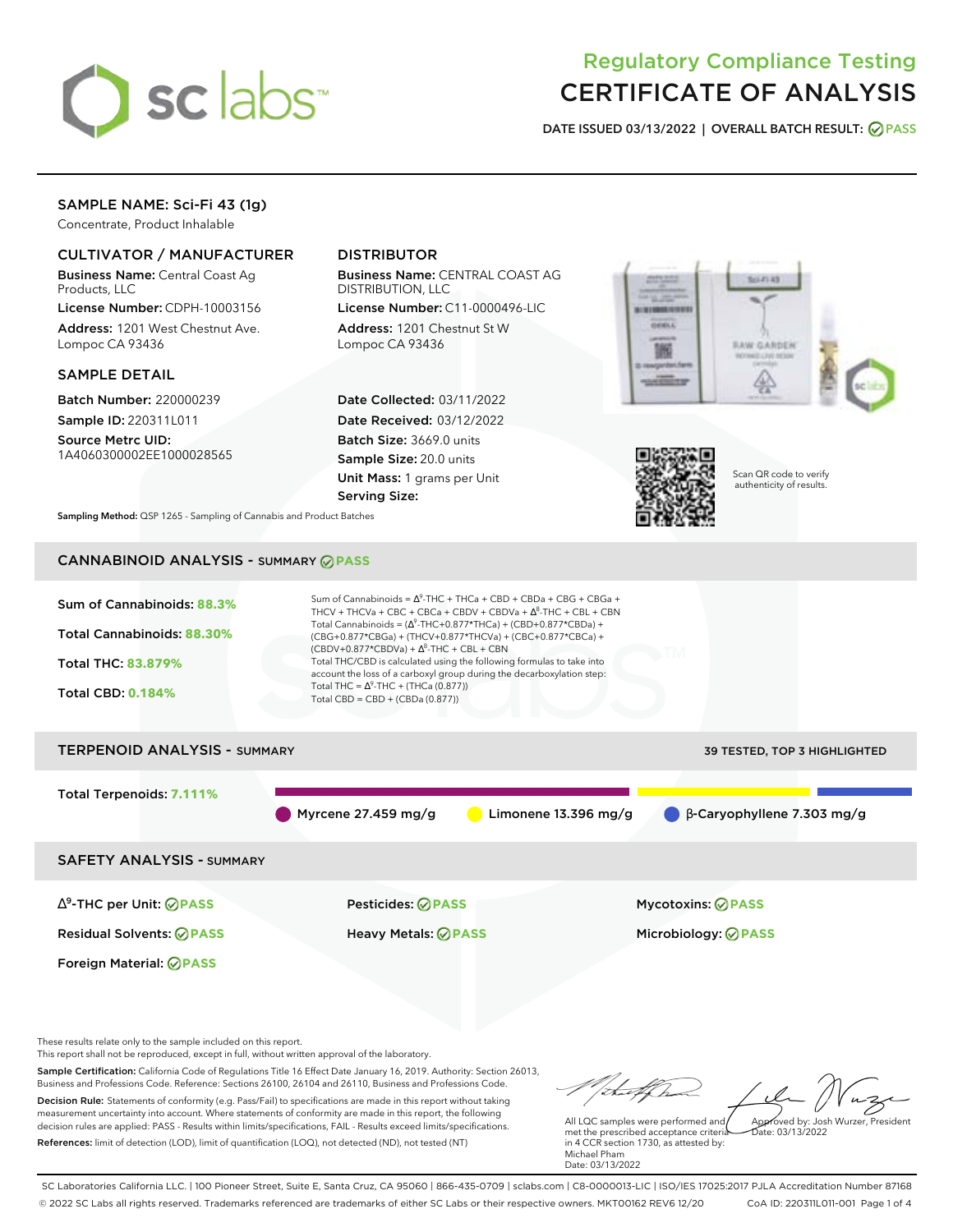# Regulatory Compliance Testing
# CERTIFICATE OF ANALYSIS

**DATE ISSUED 03/13/2022 | OVERALL BATCH RESULT: PASS**

## SAMPLE NAME: Sci-Fi 43 (1g)

Concentrate, Product Inhalable

### CULTIVATOR / MANUFACTURER

**Business Name:** Central Coast Ag Products, LLC

**License Number:** CDPH-10003156

**Address:** 1201 West Chestnut Ave. Lompoc CA 93436

### DISTRIBUTOR

**Business Name:** CENTRAL COAST AG DISTRIBUTION, LLC

**License Number:** C11-0000496-LIC

**Address:** 1201 Chestnut St W Lompoc CA 93436

### SAMPLE DETAIL

**Batch Number:** 220000239

**Sample ID:** 220311L011

**Source Metrc UID:** 1A4060300002EE1000028565

**Date Collected:** 03/11/2022

**Date Received:** 03/12/2022

**Batch Size:** 3669.0 units

**Sample Size:** 20.0 units

**Unit Mass:** 1 grams per Unit

**Serving Size:**

Scan QR code to verify authenticity of results.

**Sampling Method:** QSP 1265 - Sampling of Cannabis and Product Batches

## CANNABINOID ANALYSIS - SUMMARY PASS

**Sum of Cannabinoids:** 88.3%

**Total Cannabinoids:** 88.30%

**Total THC:** 83.879%

**Total CBD:** 0.184%

Sum of Cannabinoids = $\Delta^9$-THC + THCa + CBD + CBDa + CBG + CBGa + THCV + THCVa + CBC + CBCa + CBDV + CBDVa + $\Delta^8$-THC + CBL + CBN

Total Cannabinoids = ($\Delta^9$-THC+0.877\*THCa) + (CBD+0.877\*CBDa) + (CBG+0.877\*CBGa) + (THCV+0.877\*THCVa) + (CBC+0.877\*CBCa) + (CBDV+0.877\*CBDVa) + $\Delta^8$-THC + CBL + CBN

Total THC/CBD is calculated using the following formulas to take into account the loss of a carboxyl group during the decarboxylation step:

Total THC = $\Delta^9$-THC + (THCa (0.877))

Total CBD = CBD + (CBDa (0.877))

## TERPENOID ANALYSIS - SUMMARY

39 TESTED, TOP 3 HIGHLIGHTED

**Total Terpenoids:** 7.111%

- Myrcene 27.459 mg/g
- Limonene 13.396 mg/g
- β-Caryophyllene 7.303 mg/g

## SAFETY ANALYSIS - SUMMARY

| | | |
|---|---|---|
| $\Delta^9$-THC per Unit: PASS | Pesticides: PASS | Mycotoxins: PASS |
| Residual Solvents: PASS | Heavy Metals: PASS | Microbiology: PASS |
| Foreign Material: PASS | | |

These results relate only to the sample included on this report.

This report shall not be reproduced, except in full, without written approval of the laboratory.

**Sample Certification:** California Code of Regulations Title 16 Effect Date January 16, 2019. Authority: Section 26013, Business and Professions Code. Reference: Sections 26100, 26104 and 26110, Business and Professions Code.

**Decision Rule:** Statements of conformity (e.g. Pass/Fail) to specifications are made in this report without taking measurement uncertainty into account. Where statements of conformity are made in this report, the following decision rules are applied: PASS - Results within limits/specifications, FAIL - Results exceed limits/specifications.

**References:** limit of detection (LOD), limit of quantification (LOQ), not detected (ND), not tested (NT)

All LQC samples were performed and met the prescribed acceptance criteria in 4 CCR section 1730, as attested by: Michael Pham
Date: 03/13/2022

Approved by: Josh Wurzer, President
Date: 03/13/2022

SC Laboratories California LLC. | 100 Pioneer Street, Suite E, Santa Cruz, CA 95060 | 866-435-0709 | sclabs.com | C8-0000013-LIC | ISO/IES 17025:2017 PJLA Accreditation Number 87168
© 2022 SC Labs all rights reserved. Trademarks referenced are trademarks of either SC Labs or their respective owners. MKT00162 REV6 12/20 CoA ID: 220311L011-001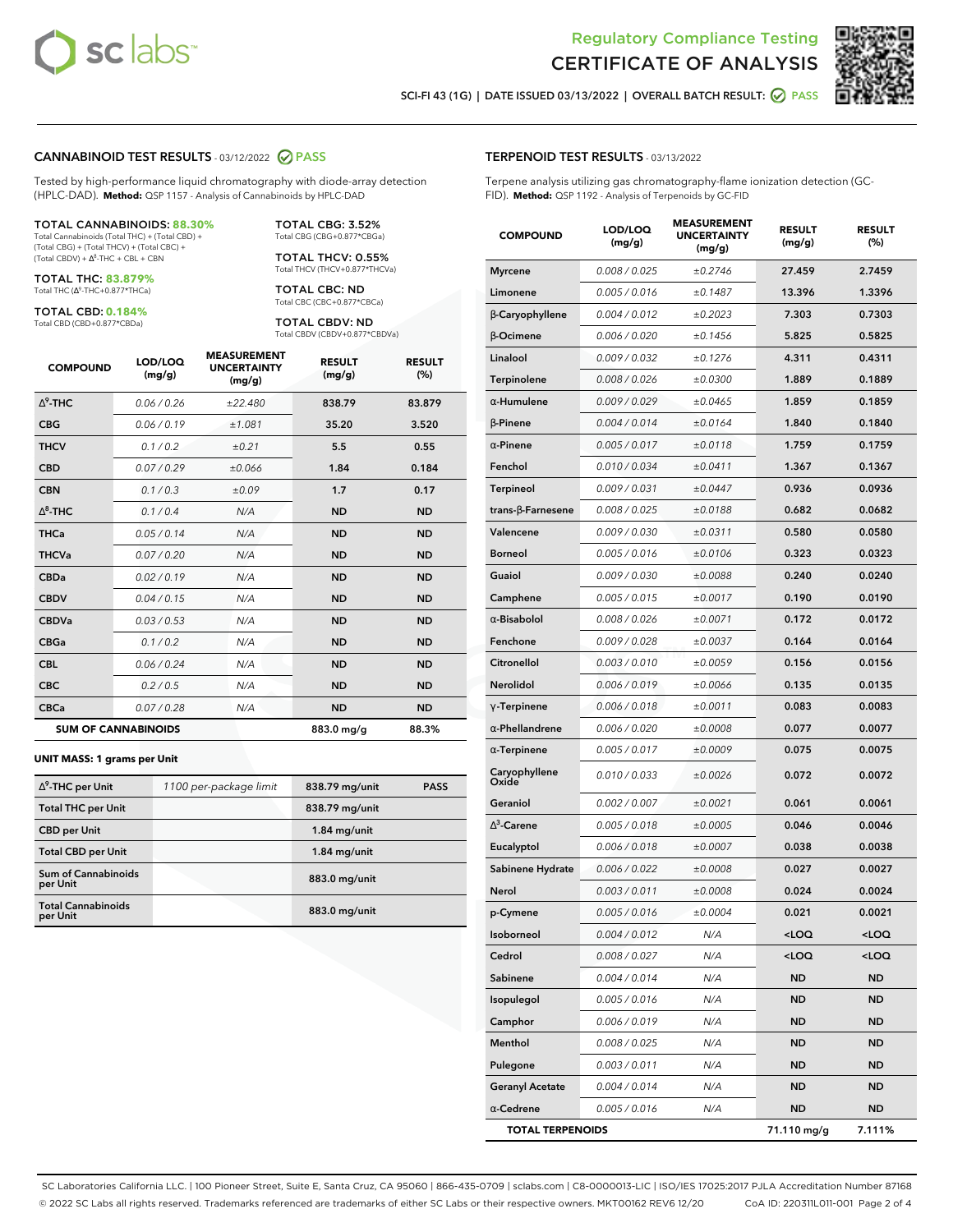Regulatory Compliance Testing

# CERTIFICATE OF ANALYSIS

SCI-FI 43 (1G) | DATE ISSUED 03/13/2022 | OVERALL BATCH RESULT: PASS

## CANNABINOID TEST RESULTS - 03/12/2022 PASS

Tested by high-performance liquid chromatography with diode-array detection (HPLC-DAD). **Method:** QSP 1157 - Analysis of Cannabinoids by HPLC-DAD

**TOTAL CANNABINOIDS: 88.30%**
Total Cannabinoids (Total THC) + (Total CBD) + (Total CBG) + (Total THCV) + (Total CBC) + (Total CBDV) + Δ8-THC + CBL + CBN

**TOTAL THC: 83.879%**
Total THC (Δ9-THC+0.877*THCa)

**TOTAL CBD: 0.184%**
Total CBD (CBD+0.877*CBDa)

**TOTAL CBG: 3.52%**
Total CBG (CBG+0.877*CBGa)

**TOTAL THCV: 0.55%**
Total THCV (THCV+0.877*THCVa)

**TOTAL CBC: ND**
Total CBC (CBC+0.877*CBCa)

**TOTAL CBDV: ND**
Total CBDV (CBDV+0.877*CBDVa)

| COMPOUND | LOD/LOQ (mg/g) | MEASUREMENT UNCERTAINTY (mg/g) | RESULT (mg/g) | RESULT (%) |
|---|---|---|---|---|
| Δ9-THC | 0.06 / 0.26 | ±22.480 | 838.79 | 83.879 |
| CBG | 0.06 / 0.19 | ±1.081 | 35.20 | 3.520 |
| THCV | 0.1 / 0.2 | ±0.21 | 5.5 | 0.55 |
| CBD | 0.07 / 0.29 | ±0.066 | 1.84 | 0.184 |
| CBN | 0.1 / 0.3 | ±0.09 | 1.7 | 0.17 |
| Δ8-THC | 0.1 / 0.4 | N/A | ND | ND |
| THCa | 0.05 / 0.14 | N/A | ND | ND |
| THCVa | 0.07 / 0.20 | N/A | ND | ND |
| CBDa | 0.02 / 0.19 | N/A | ND | ND |
| CBDV | 0.04 / 0.15 | N/A | ND | ND |
| CBDVa | 0.03 / 0.53 | N/A | ND | ND |
| CBGa | 0.1 / 0.2 | N/A | ND | ND |
| CBL | 0.06 / 0.24 | N/A | ND | ND |
| CBC | 0.2 / 0.5 | N/A | ND | ND |
| CBCa | 0.07 / 0.28 | N/A | ND | ND |
| **SUM OF CANNABINOIDS** | | | 883.0 mg/g | 88.3% |

**UNIT MASS: 1 grams per Unit**

| | | | |
|---|---|---|---|
| Δ9-THC per Unit | 1100 per-package limit | 838.79 mg/unit | PASS |
| Total THC per Unit | | 838.79 mg/unit | |
| CBD per Unit | | 1.84 mg/unit | |
| Total CBD per Unit | | 1.84 mg/unit | |
| Sum of Cannabinoids per Unit | | 883.0 mg/unit | |
| Total Cannabinoids per Unit | | 883.0 mg/unit | |

## TERPENOID TEST RESULTS - 03/13/2022

Terpene analysis utilizing gas chromatography-flame ionization detection (GC-FID). **Method:** QSP 1192 - Analysis of Terpenoids by GC-FID

| COMPOUND | LOD/LOQ (mg/g) | MEASUREMENT UNCERTAINTY (mg/g) | RESULT (mg/g) | RESULT (%) |
|---|---|---|---|---|
| Myrcene | 0.008 / 0.025 | ±0.2746 | 27.459 | 2.7459 |
| Limonene | 0.005 / 0.016 | ±0.1487 | 13.396 | 1.3396 |
| β-Caryophyllene | 0.004 / 0.012 | ±0.2023 | 7.303 | 0.7303 |
| β-Ocimene | 0.006 / 0.020 | ±0.1456 | 5.825 | 0.5825 |
| Linalool | 0.009 / 0.032 | ±0.1276 | 4.311 | 0.4311 |
| Terpinolene | 0.008 / 0.026 | ±0.0300 | 1.889 | 0.1889 |
| α-Humulene | 0.009 / 0.029 | ±0.0465 | 1.859 | 0.1859 |
| β-Pinene | 0.004 / 0.014 | ±0.0164 | 1.840 | 0.1840 |
| α-Pinene | 0.005 / 0.017 | ±0.0118 | 1.759 | 0.1759 |
| Fenchol | 0.010 / 0.034 | ±0.0411 | 1.367 | 0.1367 |
| Terpineol | 0.009 / 0.031 | ±0.0447 | 0.936 | 0.0936 |
| trans-β-Farnesene | 0.008 / 0.025 | ±0.0188 | 0.682 | 0.0682 |
| Valencene | 0.009 / 0.030 | ±0.0311 | 0.580 | 0.0580 |
| Borneol | 0.005 / 0.016 | ±0.0106 | 0.323 | 0.0323 |
| Guaiol | 0.009 / 0.030 | ±0.0088 | 0.240 | 0.0240 |
| Camphene | 0.005 / 0.015 | ±0.0017 | 0.190 | 0.0190 |
| α-Bisabolol | 0.008 / 0.026 | ±0.0071 | 0.172 | 0.0172 |
| Fenchone | 0.009 / 0.028 | ±0.0037 | 0.164 | 0.0164 |
| Citronellol | 0.003 / 0.010 | ±0.0059 | 0.156 | 0.0156 |
| Nerolidol | 0.006 / 0.019 | ±0.0066 | 0.135 | 0.0135 |
| γ-Terpinene | 0.006 / 0.018 | ±0.0011 | 0.083 | 0.0083 |
| α-Phellandrene | 0.006 / 0.020 | ±0.0008 | 0.077 | 0.0077 |
| α-Terpinene | 0.005 / 0.017 | ±0.0009 | 0.075 | 0.0075 |
| Caryophyllene Oxide | 0.010 / 0.033 | ±0.0026 | 0.072 | 0.0072 |
| Geraniol | 0.002 / 0.007 | ±0.0021 | 0.061 | 0.0061 |
| Δ3-Carene | 0.005 / 0.018 | ±0.0005 | 0.046 | 0.0046 |
| Eucalyptol | 0.006 / 0.018 | ±0.0007 | 0.038 | 0.0038 |
| Sabinene Hydrate | 0.006 / 0.022 | ±0.0008 | 0.027 | 0.0027 |
| Nerol | 0.003 / 0.011 | ±0.0008 | 0.024 | 0.0024 |
| p-Cymene | 0.005 / 0.016 | ±0.0004 | 0.021 | 0.0021 |
| Isoborneol | 0.004 / 0.012 | N/A | <LOQ | <LOQ |
| Cedrol | 0.008 / 0.027 | N/A | <LOQ | <LOQ |
| Sabinene | 0.004 / 0.014 | N/A | ND | ND |
| Isopulegol | 0.005 / 0.016 | N/A | ND | ND |
| Camphor | 0.006 / 0.019 | N/A | ND | ND |
| Menthol | 0.008 / 0.025 | N/A | ND | ND |
| Pulegone | 0.003 / 0.011 | N/A | ND | ND |
| Geranyl Acetate | 0.004 / 0.014 | N/A | ND | ND |
| α-Cedrene | 0.005 / 0.016 | N/A | ND | ND |
| **TOTAL TERPENOIDS** | | | 71.110 mg/g | 7.111% |

SC Laboratories California LLC. | 100 Pioneer Street, Suite E, Santa Cruz, CA 95060 | 866-435-0709 | sclabs.com | C8-0000013-LIC | ISO/IES 17025:2017 PJLA Accreditation Number 87168
© 2022 SC Labs all rights reserved. Trademarks referenced are trademarks of either SC Labs or their respective owners. MKT00162 REV6 12/20 CoA ID: 220311L011-001